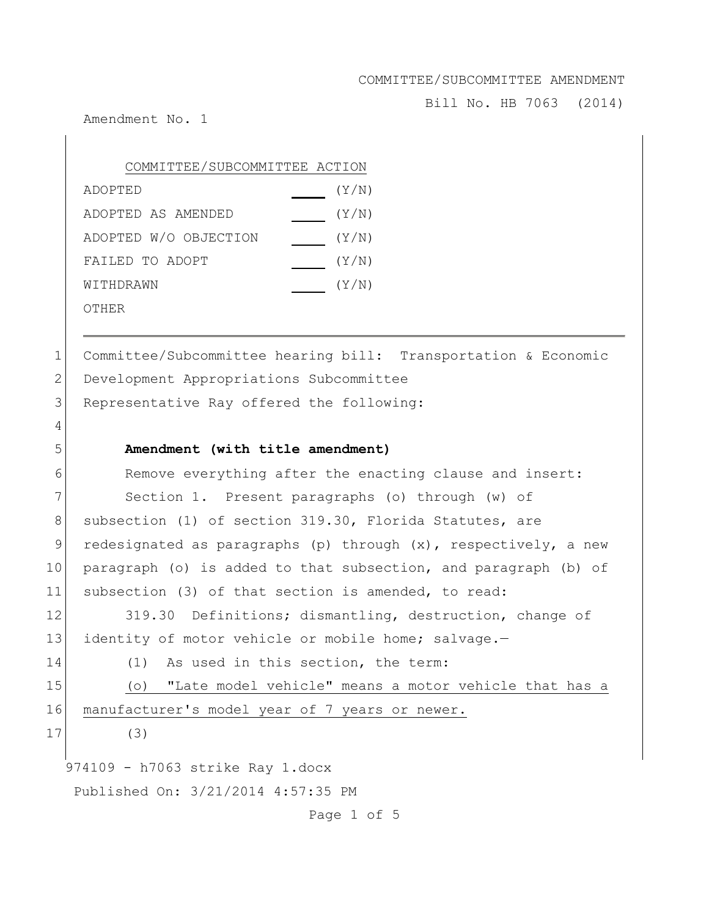COMMITTEE/SUBCOMMITTEE AMENDMENT

Bill No. HB 7063 (2014)

Amendment No. 1

| COMMITTEE/SUBCOMMITTEE ACTION | |
|---|---|
| ADOPTED | ____ (Y/N) |
| ADOPTED AS AMENDED | ____ (Y/N) |
| ADOPTED W/O OBJECTION | ____ (Y/N) |
| FAILED TO ADOPT | ____ (Y/N) |
| WITHDRAWN | ____ (Y/N) |
| OTHER | |

---

1 Committee/Subcommittee hearing bill: Transportation & Economic
2 Development Appropriations Subcommittee
3 Representative Ray offered the following:
4
5 **Amendment (with title amendment)**
6 Remove everything after the enacting clause and insert:
7 Section 1. Present paragraphs (o) through (w) of
8 subsection (1) of section 319.30, Florida Statutes, are
9 redesignated as paragraphs (p) through (x), respectively, a new
10 paragraph (o) is added to that subsection, and paragraph (b) of
11 subsection (3) of that section is amended, to read:
12 319.30 Definitions; dismantling, destruction, change of
13 identity of motor vehicle or mobile home; salvage.—
14 (1) As used in this section, the term:
15 <u>(o) "Late model vehicle" means a motor vehicle that has a</u>
16 <u>manufacturer's model year of 7 years or newer.</u>
17 (3)

974109 - h7063 strike Ray 1.docx

Published On: 3/21/2014 4:57:35 PM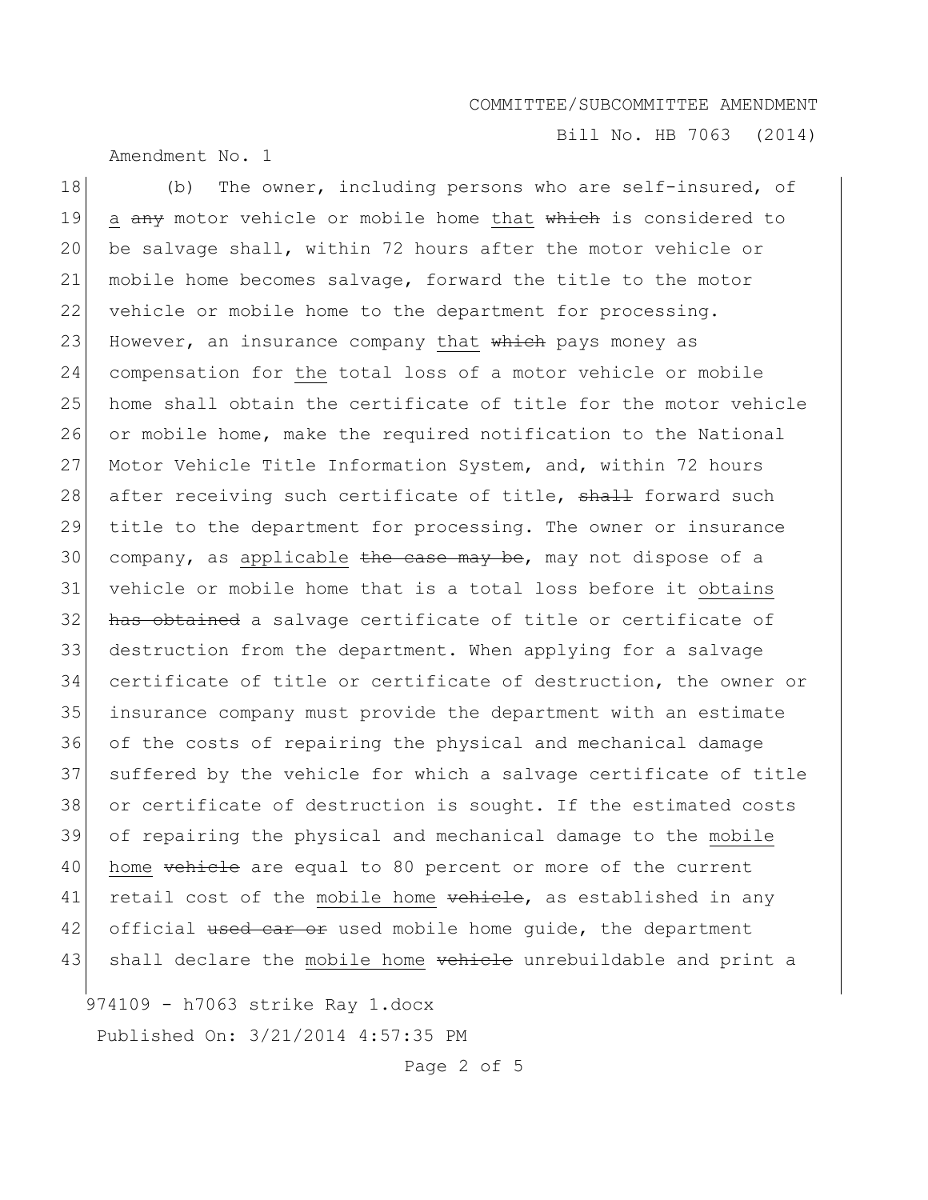(b) The owner, including persons who are self-insured, of <u>a</u> ~~any~~ motor vehicle or mobile home <u>that</u> ~~which~~ is considered to be salvage shall, within 72 hours after the motor vehicle or mobile home becomes salvage, forward the title to the motor vehicle or mobile home to the department for processing. However, an insurance company <u>that</u> ~~which~~ pays money as compensation for <u>the</u> total loss of a motor vehicle or mobile home shall obtain the certificate of title for the motor vehicle or mobile home, make the required notification to the National Motor Vehicle Title Information System, and, within 72 hours after receiving such certificate of title, ~~shall~~ forward such title to the department for processing. The owner or insurance company, as <u>applicable</u> ~~the case may be~~, may not dispose of a vehicle or mobile home that is a total loss before it <u>obtains</u> ~~has obtained~~ a salvage certificate of title or certificate of destruction from the department. When applying for a salvage certificate of title or certificate of destruction, the owner or insurance company must provide the department with an estimate of the costs of repairing the physical and mechanical damage suffered by the vehicle for which a salvage certificate of title or certificate of destruction is sought. If the estimated costs of repairing the physical and mechanical damage to the <u>mobile home</u> ~~vehicle~~ are equal to 80 percent or more of the current retail cost of the <u>mobile home</u> ~~vehicle~~, as established in any official ~~used car or~~ used mobile home guide, the department shall declare the <u>mobile home</u> ~~vehicle~~ unrebuildable and print a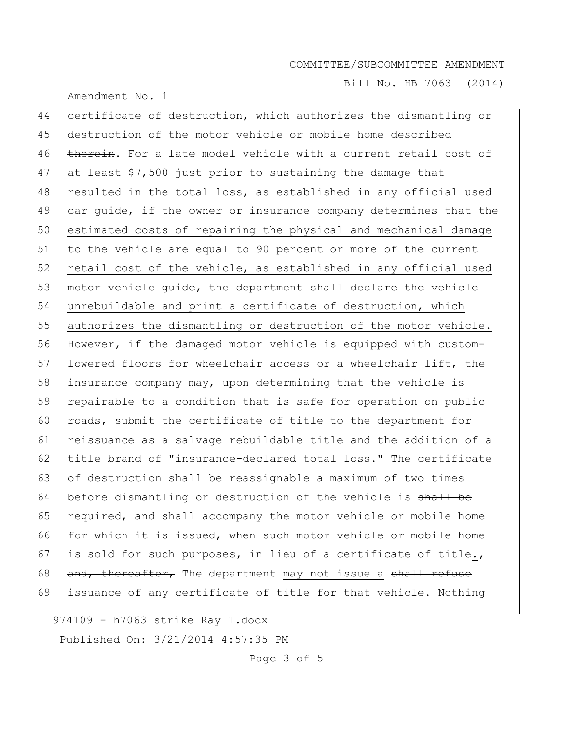certificate of destruction, which authorizes the dismantling or destruction of the ~~motor vehicle or~~ mobile home ~~described therein~~. <u>For a late model vehicle with a current retail cost of at least $7,500 just prior to sustaining the damage that resulted in the total loss, as established in any official used car guide, if the owner or insurance company determines that the estimated costs of repairing the physical and mechanical damage to the vehicle are equal to 90 percent or more of the current retail cost of the vehicle, as established in any official used motor vehicle guide, the department shall declare the vehicle unrebuildable and print a certificate of destruction, which authorizes the dismantling or destruction of the motor vehicle.</u> However, if the damaged motor vehicle is equipped with custom-lowered floors for wheelchair access or a wheelchair lift, the insurance company may, upon determining that the vehicle is repairable to a condition that is safe for operation on public roads, submit the certificate of title to the department for reissuance as a salvage rebuildable title and the addition of a title brand of "insurance-declared total loss." The certificate of destruction shall be reassignable a maximum of two times before dismantling or destruction of the vehicle <u>is</u> ~~shall be~~ required, and shall accompany the motor vehicle or mobile home for which it is issued, when such motor vehicle or mobile home is sold for such purposes, in lieu of a certificate of title<u>.</u>~~, and, thereafter,~~ The department <u>may not issue a</u> ~~shall refuse issuance of any~~ certificate of title for that vehicle. ~~Nothing~~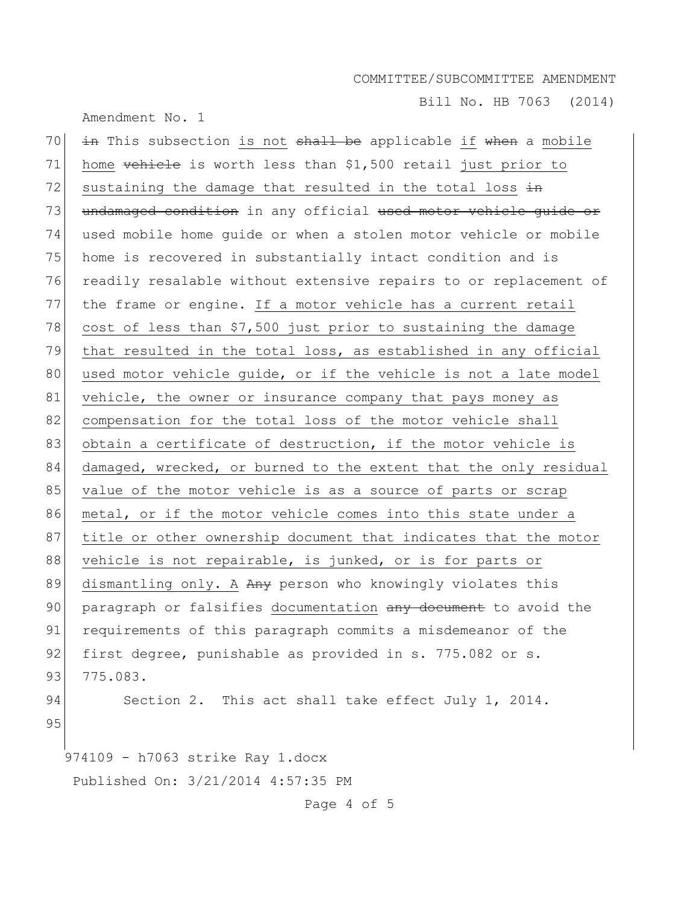in This subsection is not shall be applicable if when a mobile home vehicle is worth less than $1,500 retail just prior to sustaining the damage that resulted in the total loss in undamaged condition in any official used motor vehicle guide or used mobile home guide or when a stolen motor vehicle or mobile home is recovered in substantially intact condition and is readily resalable without extensive repairs to or replacement of the frame or engine. If a motor vehicle has a current retail cost of less than $7,500 just prior to sustaining the damage that resulted in the total loss, as established in any official used motor vehicle guide, or if the vehicle is not a late model vehicle, the owner or insurance company that pays money as compensation for the total loss of the motor vehicle shall obtain a certificate of destruction, if the motor vehicle is damaged, wrecked, or burned to the extent that the only residual value of the motor vehicle is as a source of parts or scrap metal, or if the motor vehicle comes into this state under a title or other ownership document that indicates that the motor vehicle is not repairable, is junked, or is for parts or dismantling only. A Any person who knowingly violates this paragraph or falsifies documentation any document to avoid the requirements of this paragraph commits a misdemeanor of the first degree, punishable as provided in s. 775.082 or s. 775.083.

Section 2. This act shall take effect July 1, 2014.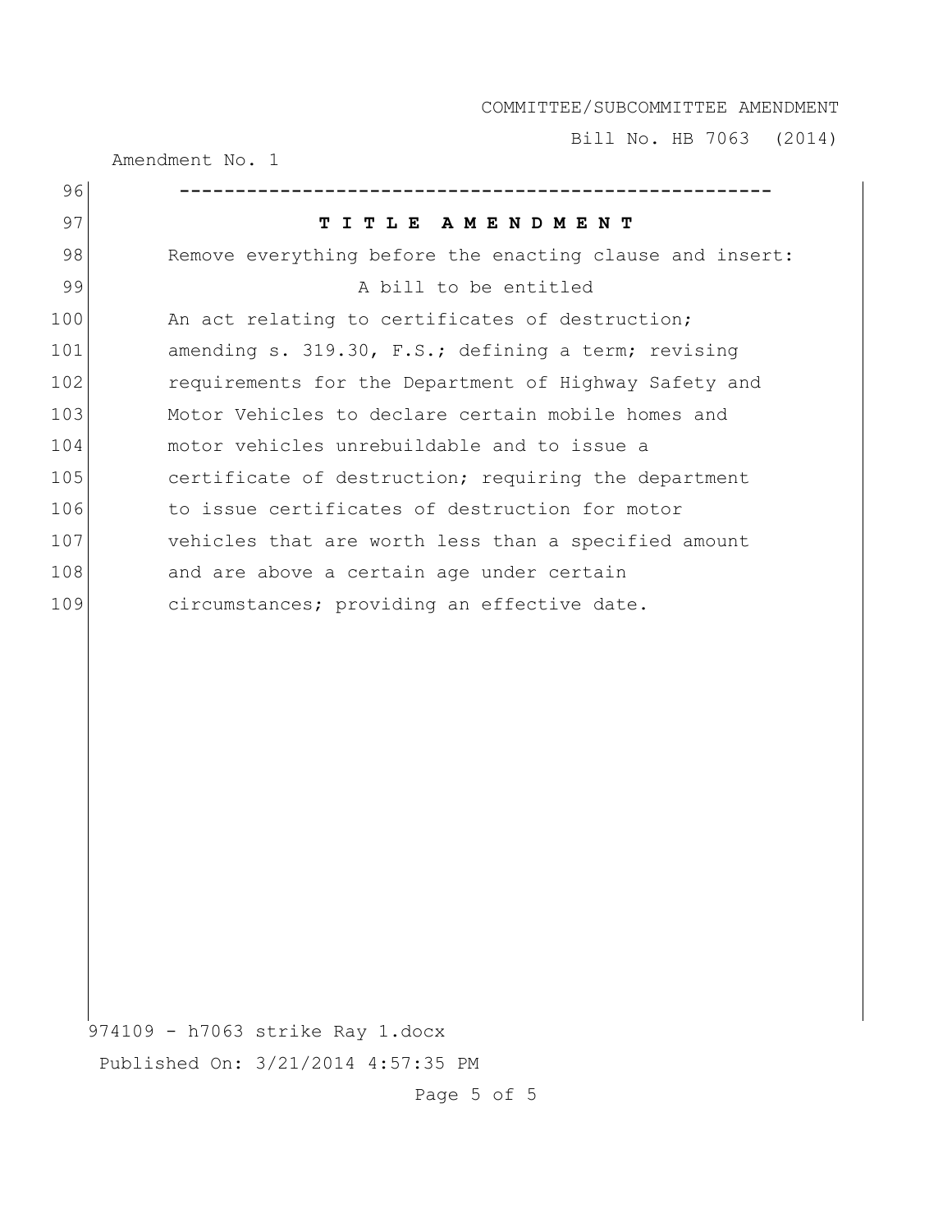-----------------------------------------------------

**T I T L E A M E N D M E N T**

Remove everything before the enacting clause and insert:

A bill to be entitled

An act relating to certificates of destruction; amending s. 319.30, F.S.; defining a term; revising requirements for the Department of Highway Safety and Motor Vehicles to declare certain mobile homes and motor vehicles unrebuildable and to issue a certificate of destruction; requiring the department to issue certificates of destruction for motor vehicles that are worth less than a specified amount and are above a certain age under certain circumstances; providing an effective date.